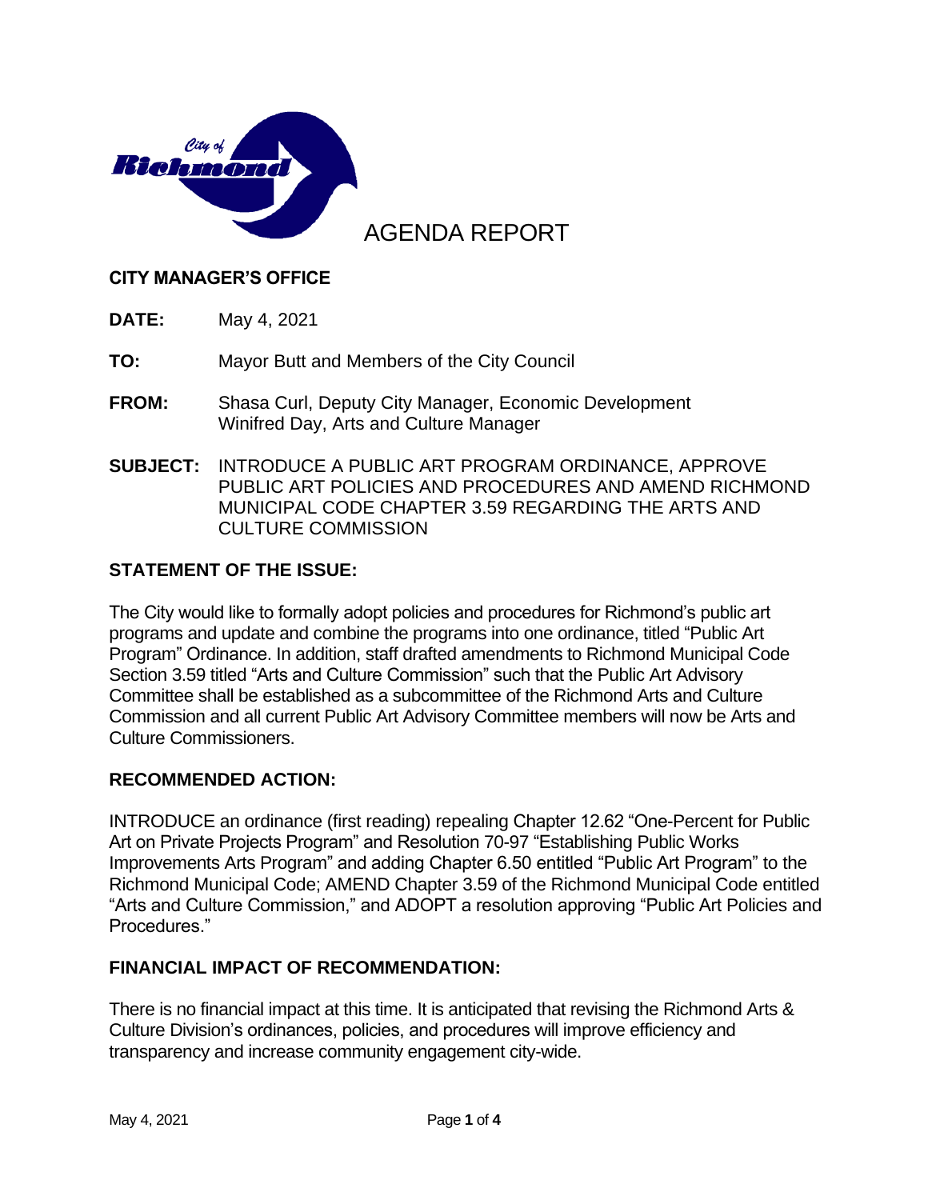# AGENDA REPORT

**CITY MANAGER'S OFFICE**

**DATE:** May 4, 2021

**TO:** Mayor Butt and Members of the City Council

**FROM:** Shasa Curl, Deputy City Manager, Economic Development
Winifred Day, Arts and Culture Manager

**SUBJECT:** INTRODUCE A PUBLIC ART PROGRAM ORDINANCE, APPROVE PUBLIC ART POLICIES AND PROCEDURES AND AMEND RICHMOND MUNICIPAL CODE CHAPTER 3.59 REGARDING THE ARTS AND CULTURE COMMISSION

## STATEMENT OF THE ISSUE:

The City would like to formally adopt policies and procedures for Richmond's public art programs and update and combine the programs into one ordinance, titled "Public Art Program" Ordinance. In addition, staff drafted amendments to Richmond Municipal Code Section 3.59 titled "Arts and Culture Commission" such that the Public Art Advisory Committee shall be established as a subcommittee of the Richmond Arts and Culture Commission and all current Public Art Advisory Committee members will now be Arts and Culture Commissioners.

## RECOMMENDED ACTION:

INTRODUCE an ordinance (first reading) repealing Chapter 12.62 "One-Percent for Public Art on Private Projects Program" and Resolution 70-97 "Establishing Public Works Improvements Arts Program" and adding Chapter 6.50 entitled "Public Art Program" to the Richmond Municipal Code; AMEND Chapter 3.59 of the Richmond Municipal Code entitled "Arts and Culture Commission," and ADOPT a resolution approving "Public Art Policies and Procedures."

## FINANCIAL IMPACT OF RECOMMENDATION:

There is no financial impact at this time. It is anticipated that revising the Richmond Arts & Culture Division's ordinances, policies, and procedures will improve efficiency and transparency and increase community engagement city-wide.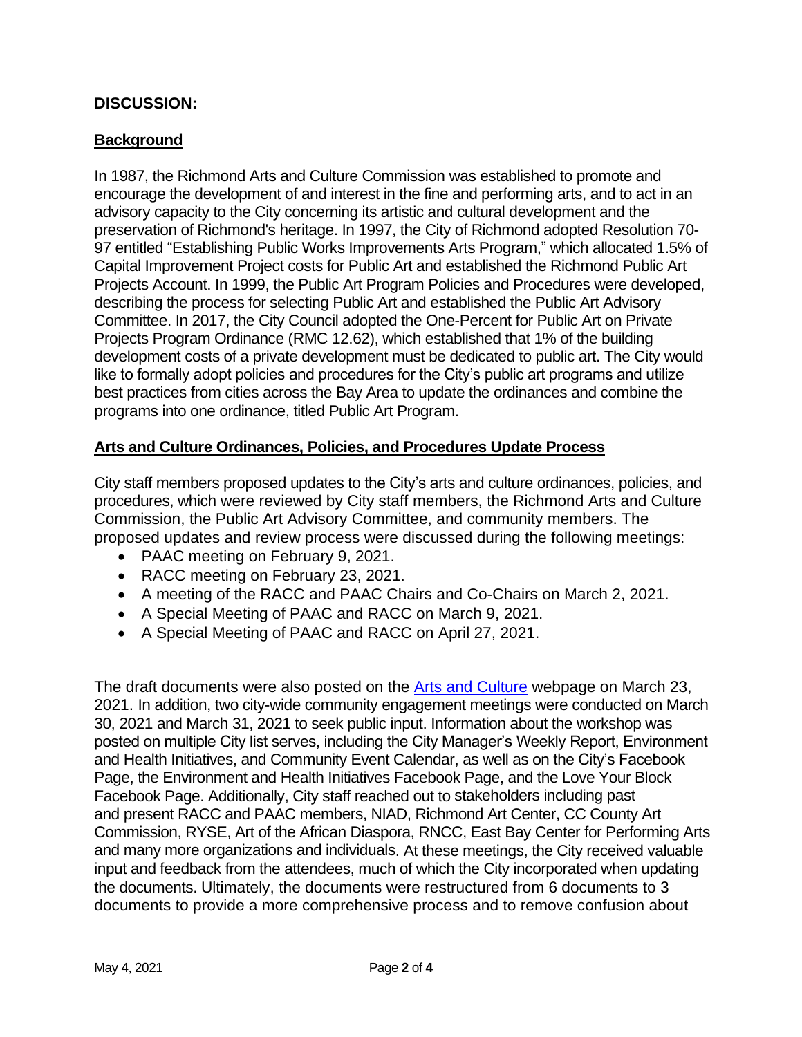## DISCUSSION:

### Background

In 1987, the Richmond Arts and Culture Commission was established to promote and encourage the development of and interest in the fine and performing arts, and to act in an advisory capacity to the City concerning its artistic and cultural development and the preservation of Richmond's heritage. In 1997, the City of Richmond adopted Resolution 70-97 entitled "Establishing Public Works Improvements Arts Program," which allocated 1.5% of Capital Improvement Project costs for Public Art and established the Richmond Public Art Projects Account. In 1999, the Public Art Program Policies and Procedures were developed, describing the process for selecting Public Art and established the Public Art Advisory Committee. In 2017, the City Council adopted the One-Percent for Public Art on Private Projects Program Ordinance (RMC 12.62), which established that 1% of the building development costs of a private development must be dedicated to public art. The City would like to formally adopt policies and procedures for the City's public art programs and utilize best practices from cities across the Bay Area to update the ordinances and combine the programs into one ordinance, titled Public Art Program.

### Arts and Culture Ordinances, Policies, and Procedures Update Process

City staff members proposed updates to the City's arts and culture ordinances, policies, and procedures, which were reviewed by City staff members, the Richmond Arts and Culture Commission, the Public Art Advisory Committee, and community members. The proposed updates and review process were discussed during the following meetings:

- PAAC meeting on February 9, 2021.
- RACC meeting on February 23, 2021.
- A meeting of the RACC and PAAC Chairs and Co-Chairs on March 2, 2021.
- A Special Meeting of PAAC and RACC on March 9, 2021.
- A Special Meeting of PAAC and RACC on April 27, 2021.

The draft documents were also posted on the Arts and Culture webpage on March 23, 2021. In addition, two city-wide community engagement meetings were conducted on March 30, 2021 and March 31, 2021 to seek public input. Information about the workshop was posted on multiple City list serves, including the City Manager's Weekly Report, Environment and Health Initiatives, and Community Event Calendar, as well as on the City's Facebook Page, the Environment and Health Initiatives Facebook Page, and the Love Your Block Facebook Page. Additionally, City staff reached out to stakeholders including past and present RACC and PAAC members, NIAD, Richmond Art Center, CC County Art Commission, RYSE, Art of the African Diaspora, RNCC, East Bay Center for Performing Arts and many more organizations and individuals. At these meetings, the City received valuable input and feedback from the attendees, much of which the City incorporated when updating the documents. Ultimately, the documents were restructured from 6 documents to 3 documents to provide a more comprehensive process and to remove confusion about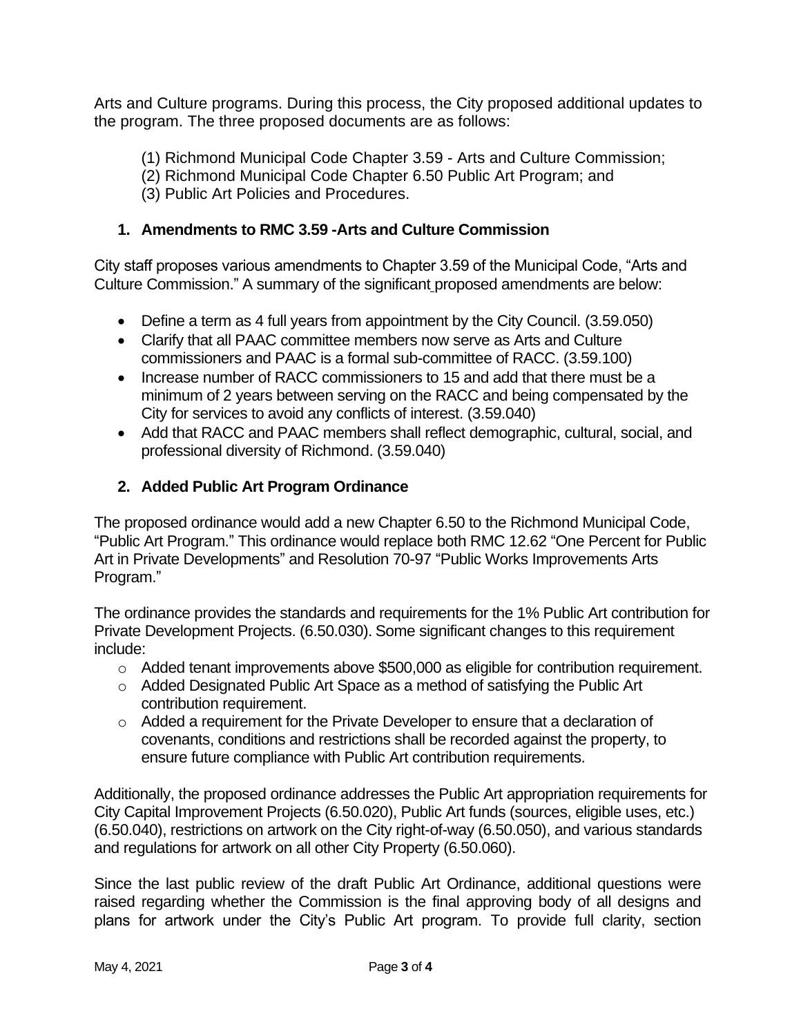Arts and Culture programs. During this process, the City proposed additional updates to the program. The three proposed documents are as follows:

(1) Richmond Municipal Code Chapter 3.59 - Arts and Culture Commission;
(2) Richmond Municipal Code Chapter 6.50 Public Art Program; and
(3) Public Art Policies and Procedures.

### 1. Amendments to RMC 3.59 -Arts and Culture Commission

City staff proposes various amendments to Chapter 3.59 of the Municipal Code, "Arts and Culture Commission." A summary of the significant proposed amendments are below:

- Define a term as 4 full years from appointment by the City Council. (3.59.050)
- Clarify that all PAAC committee members now serve as Arts and Culture commissioners and PAAC is a formal sub-committee of RACC. (3.59.100)
- Increase number of RACC commissioners to 15 and add that there must be a minimum of 2 years between serving on the RACC and being compensated by the City for services to avoid any conflicts of interest. (3.59.040)
- Add that RACC and PAAC members shall reflect demographic, cultural, social, and professional diversity of Richmond. (3.59.040)

### 2. Added Public Art Program Ordinance

The proposed ordinance would add a new Chapter 6.50 to the Richmond Municipal Code, "Public Art Program." This ordinance would replace both RMC 12.62 "One Percent for Public Art in Private Developments" and Resolution 70-97 "Public Works Improvements Arts Program."

The ordinance provides the standards and requirements for the 1% Public Art contribution for Private Development Projects. (6.50.030). Some significant changes to this requirement include:

- Added tenant improvements above $500,000 as eligible for contribution requirement.
- Added Designated Public Art Space as a method of satisfying the Public Art contribution requirement.
- Added a requirement for the Private Developer to ensure that a declaration of covenants, conditions and restrictions shall be recorded against the property, to ensure future compliance with Public Art contribution requirements.

Additionally, the proposed ordinance addresses the Public Art appropriation requirements for City Capital Improvement Projects (6.50.020), Public Art funds (sources, eligible uses, etc.) (6.50.040), restrictions on artwork on the City right-of-way (6.50.050), and various standards and regulations for artwork on all other City Property (6.50.060).

Since the last public review of the draft Public Art Ordinance, additional questions were raised regarding whether the Commission is the final approving body of all designs and plans for artwork under the City's Public Art program. To provide full clarity, section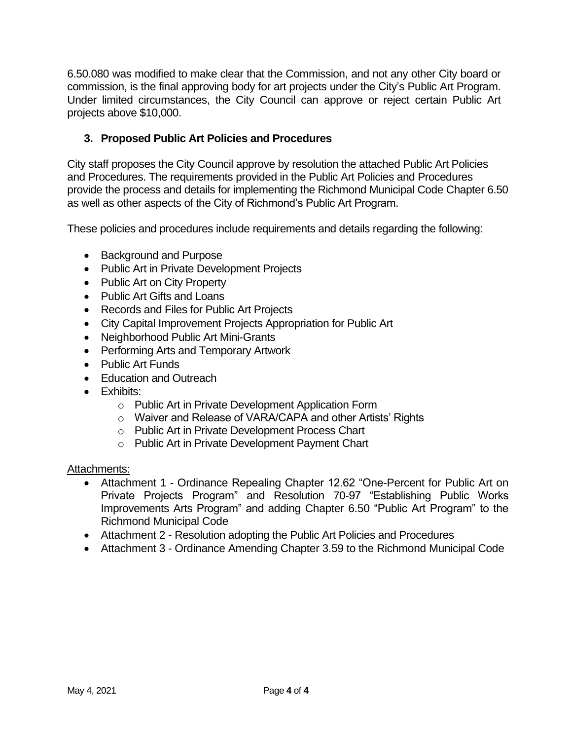6.50.080 was modified to make clear that the Commission, and not any other City board or commission, is the final approving body for art projects under the City's Public Art Program. Under limited circumstances, the City Council can approve or reject certain Public Art projects above $10,000.

### 3. Proposed Public Art Policies and Procedures

City staff proposes the City Council approve by resolution the attached Public Art Policies and Procedures. The requirements provided in the Public Art Policies and Procedures provide the process and details for implementing the Richmond Municipal Code Chapter 6.50 as well as other aspects of the City of Richmond's Public Art Program.

These policies and procedures include requirements and details regarding the following:

- Background and Purpose
- Public Art in Private Development Projects
- Public Art on City Property
- Public Art Gifts and Loans
- Records and Files for Public Art Projects
- City Capital Improvement Projects Appropriation for Public Art
- Neighborhood Public Art Mini-Grants
- Performing Arts and Temporary Artwork
- Public Art Funds
- Education and Outreach
- Exhibits:
  - Public Art in Private Development Application Form
  - Waiver and Release of VARA/CAPA and other Artists' Rights
  - Public Art in Private Development Process Chart
  - Public Art in Private Development Payment Chart

Attachments:

- Attachment 1 - Ordinance Repealing Chapter 12.62 "One-Percent for Public Art on Private Projects Program" and Resolution 70-97 "Establishing Public Works Improvements Arts Program" and adding Chapter 6.50 "Public Art Program" to the Richmond Municipal Code
- Attachment 2 - Resolution adopting the Public Art Policies and Procedures
- Attachment 3 - Ordinance Amending Chapter 3.59 to the Richmond Municipal Code